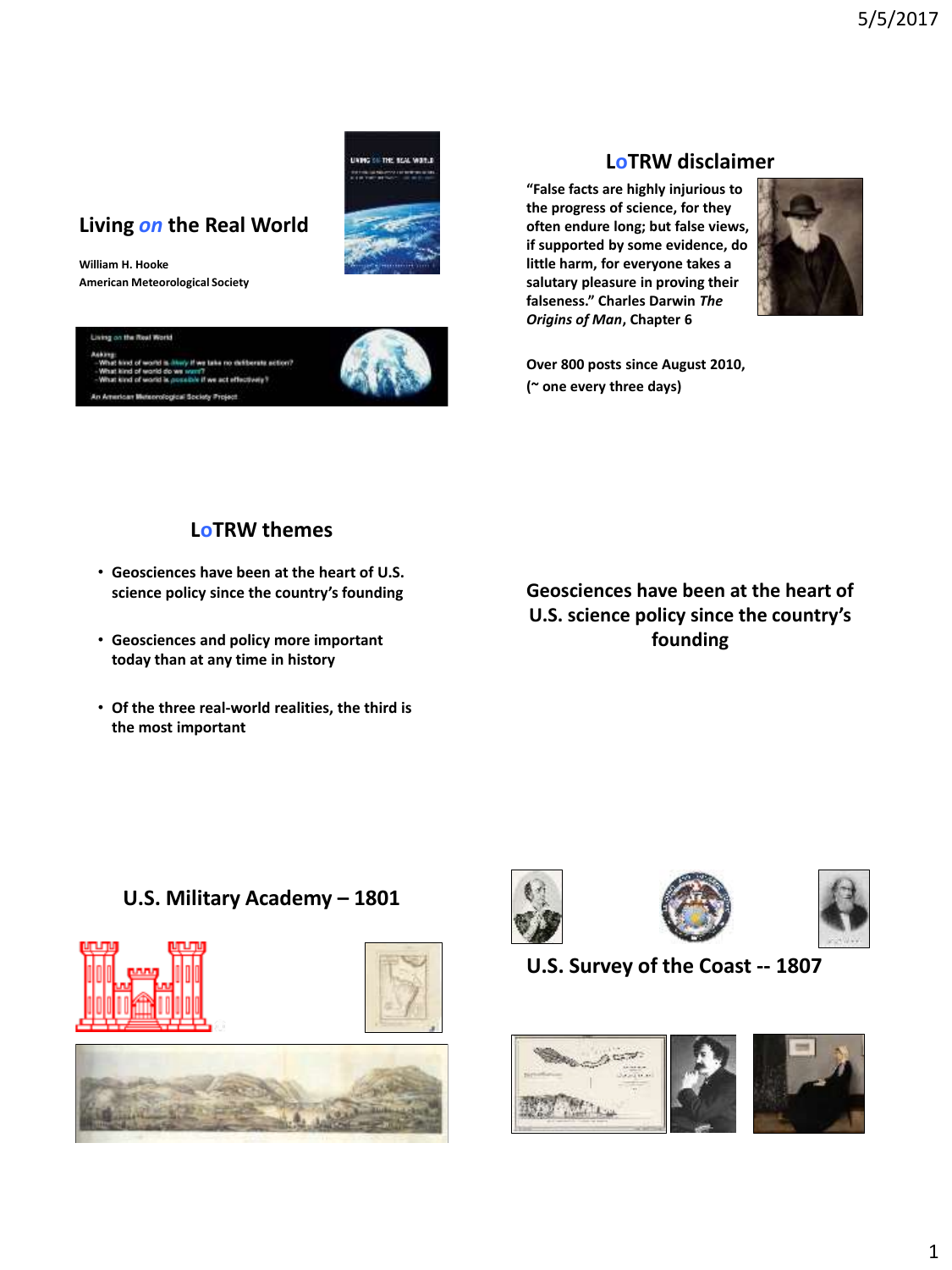# Living *on* the Real World

**William H. Hooke**
**American Meteorological Society**

## LoTRW disclaimer

**"False facts are highly injurious to the progress of science, for they often endure long; but false views, if supported by some evidence, do little harm, for everyone takes a salutary pleasure in proving their falseness." Charles Darwin *The Origins of Man*, Chapter 6**

**Over 800 posts since August 2010, (~ one every three days)**

## LoTRW themes

- **Geosciences have been at the heart of U.S. science policy since the country's founding**
- **Geosciences and policy more important today than at any time in history**
- **Of the three real-world realities, the third is the most important**

## Geosciences have been at the heart of U.S. science policy since the country's founding

## U.S. Military Academy – 1801

## U.S. Survey of the Coast -- 1807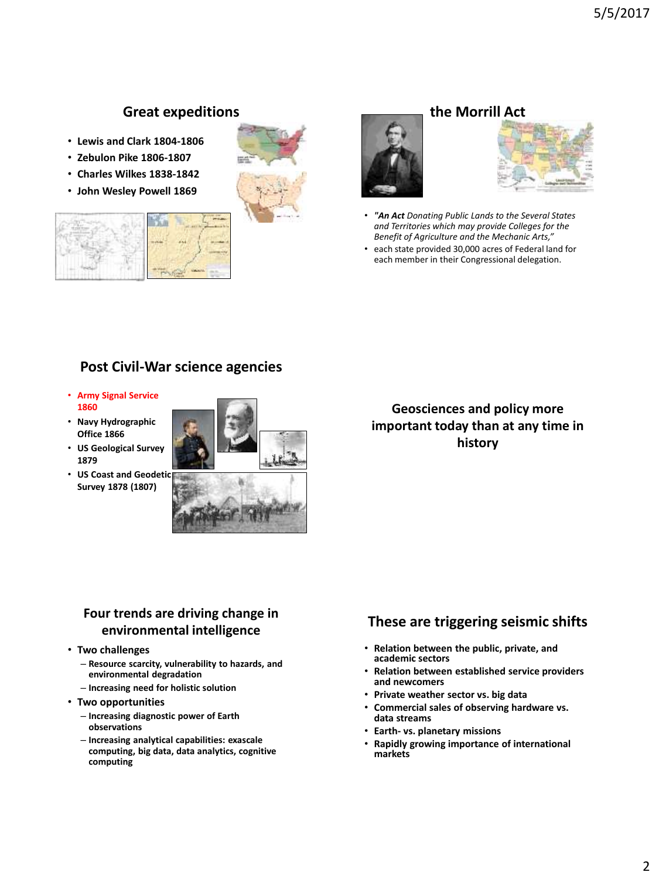## Great expeditions

- Lewis and Clark 1804-1806
- Zebulon Pike 1806-1807
- Charles Wilkes 1838-1842
- John Wesley Powell 1869

## the Morrill Act

- *"**An Act** Donating Public Lands to the Several States and Territories which may provide Colleges for the Benefit of Agriculture and the Mechanic Arts,"*
- each state provided 30,000 acres of Federal land for each member in their Congressional delegation.

## Post Civil-War science agencies

- **Army Signal Service 1860**
- **Navy Hydrographic Office 1866**
- **US Geological Survey 1879**
- **US Coast and Geodetic Survey 1878 (1807)**

## Geosciences and policy more important today than at any time in history

## Four trends are driving change in environmental intelligence

- **Two challenges**
  - **Resource scarcity, vulnerability to hazards, and environmental degradation**
  - **Increasing need for holistic solution**
- **Two opportunities**
  - **Increasing diagnostic power of Earth observations**
  - **Increasing analytical capabilities: exascale computing, big data, data analytics, cognitive computing**

## These are triggering seismic shifts

- **Relation between the public, private, and academic sectors**
- **Relation between established service providers and newcomers**
- **Private weather sector vs. big data**
- **Commercial sales of observing hardware vs. data streams**
- **Earth- vs. planetary missions**
- **Rapidly growing importance of international markets**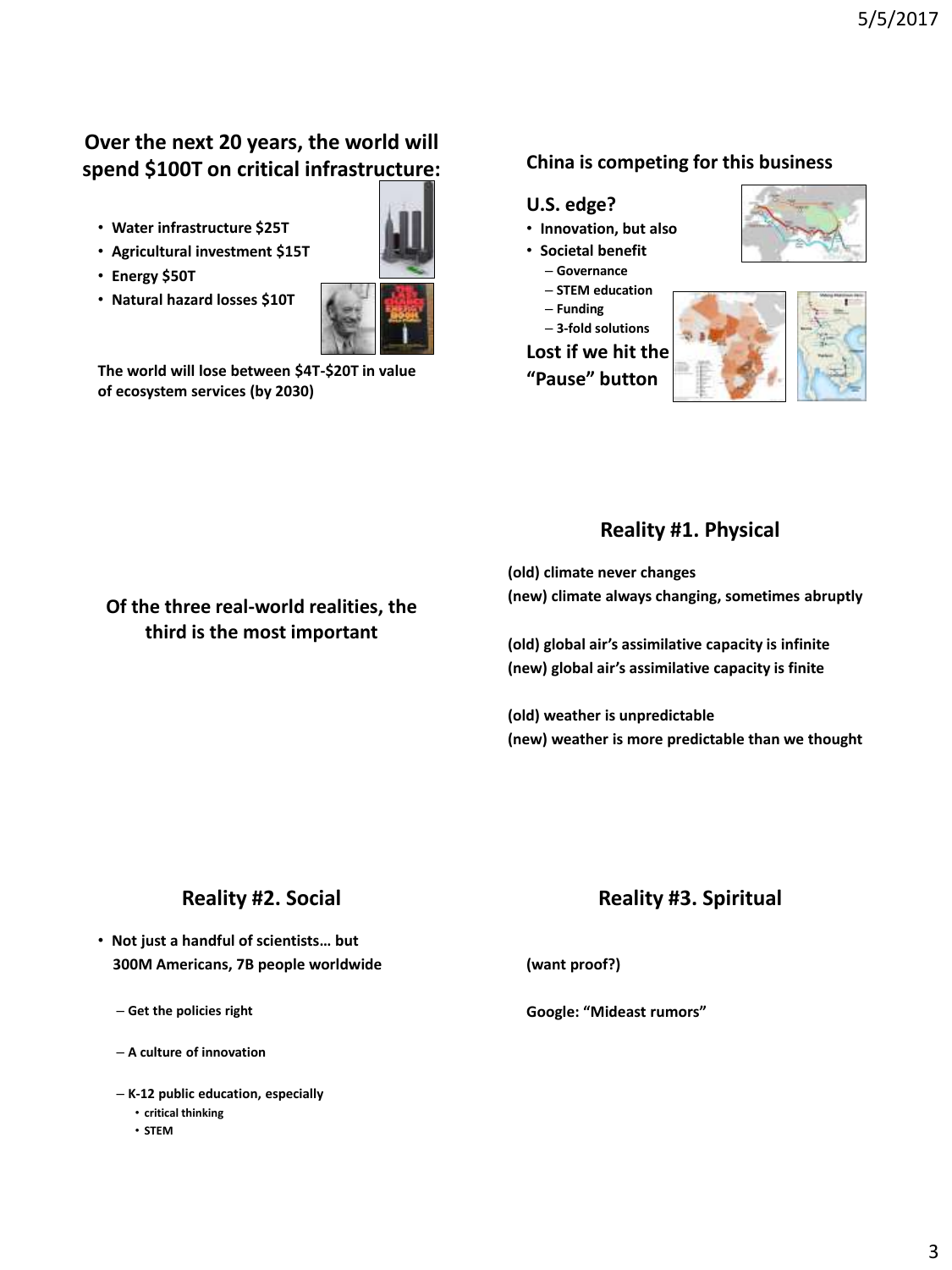## Over the next 20 years, the world will spend $100T on critical infrastructure:

- Water infrastructure $25T
- Agricultural investment $15T
- Energy $50T
- Natural hazard losses $10T

The world will lose between $4T-$20T in value of ecosystem services (by 2030)

## China is competing for this business

**U.S. edge?**

- Innovation, but also
- Societal benefit
  - Governance
  - STEM education
  - Funding
  - 3-fold solutions

**Lost if we hit the "Pause" button**

## Of the three real-world realities, the third is the most important

## Reality #1. Physical

(old) climate never changes
(new) climate always changing, sometimes abruptly

(old) global air's assimilative capacity is infinite
(new) global air's assimilative capacity is finite

(old) weather is unpredictable
(new) weather is more predictable than we thought

## Reality #2. Social

- Not just a handful of scientists… but 300M Americans, 7B people worldwide
  - Get the policies right
  - A culture of innovation
  - K-12 public education, especially
    - critical thinking
    - STEM

## Reality #3. Spiritual

(want proof?)

Google: "Mideast rumors"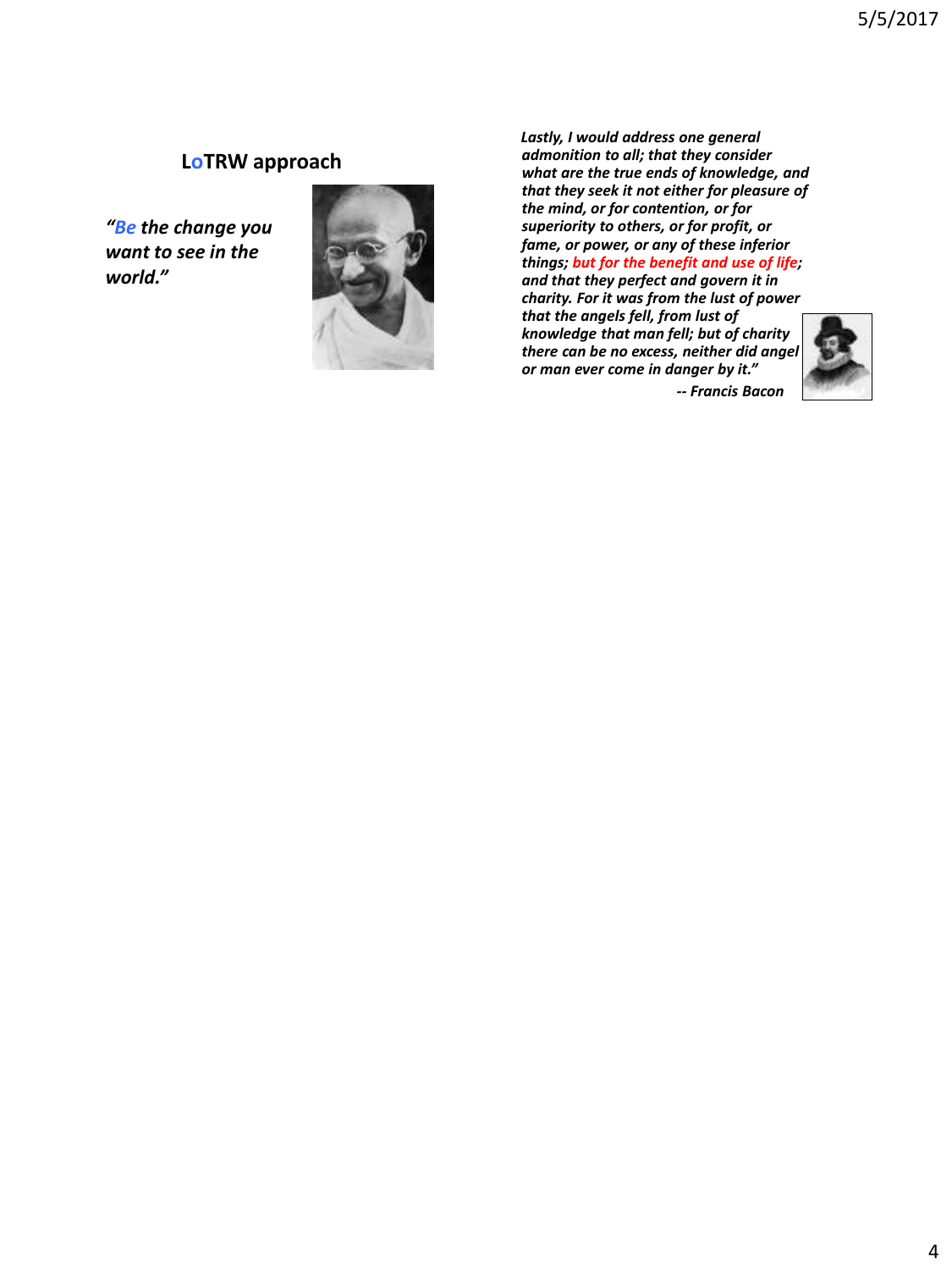## LoTRW approach

*"Be the change you want to see in the world."*

*Lastly, I would address one general admonition to all; that they consider what are the true ends of knowledge, and that they seek it not either for pleasure of the mind, or for contention, or for superiority to others, or for profit, or fame, or power, or any of these inferior things; but for the benefit and use of life; and that they perfect and govern it in charity. For it was from the lust of power that the angels fell, from lust of knowledge that man fell; but of charity there can be no excess, neither did angel or man ever come in danger by it."*

*-- Francis Bacon*